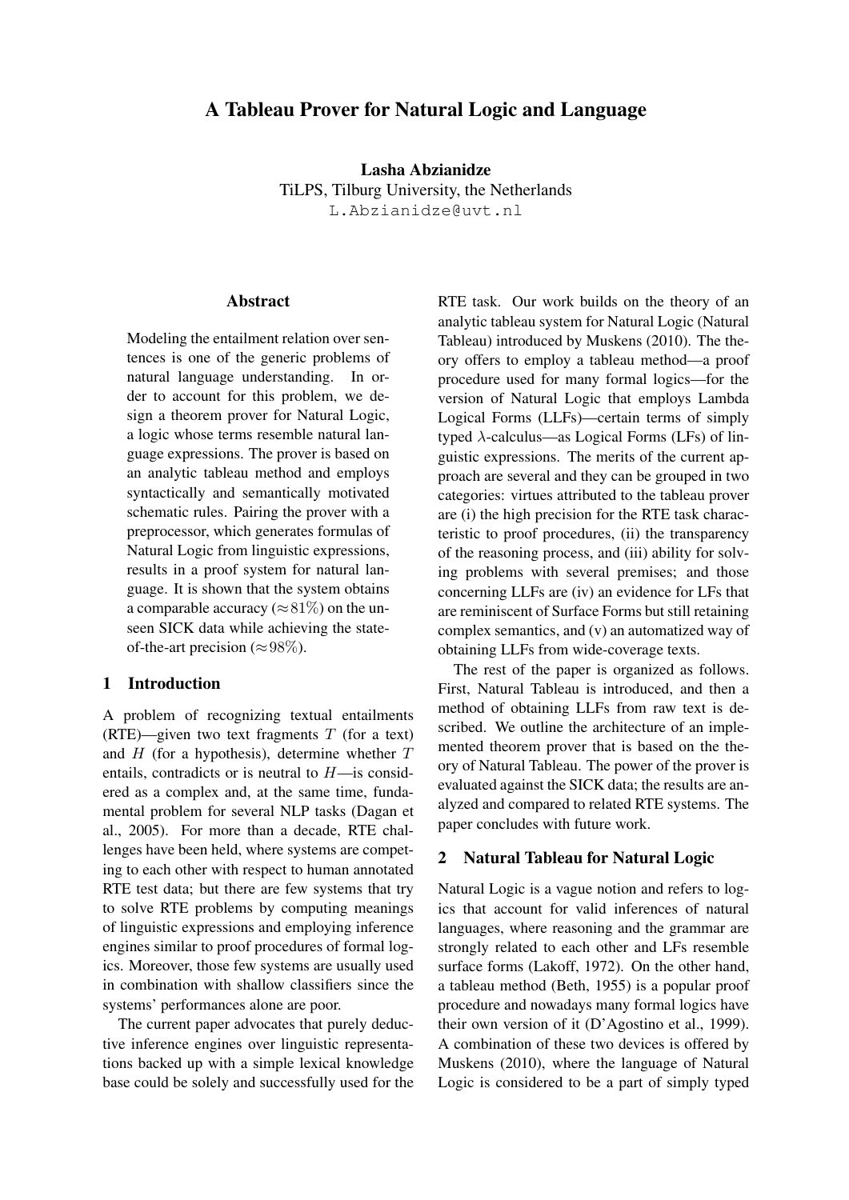# A Tableau Prover for Natural Logic and Language

**Lasha Abzianidze**
TiLPS, Tilburg University, the Netherlands
L.Abzianidze@uvt.nl

## Abstract

Modeling the entailment relation over sentences is one of the generic problems of natural language understanding. In order to account for this problem, we design a theorem prover for Natural Logic, a logic whose terms resemble natural language expressions. The prover is based on an analytic tableau method and employs syntactically and semantically motivated schematic rules. Pairing the prover with a preprocessor, which generates formulas of Natural Logic from linguistic expressions, results in a proof system for natural language. It is shown that the system obtains a comparable accuracy ($\approx$81%) on the unseen SICK data while achieving the state-of-the-art precision ($\approx$98%).

## 1 Introduction

A problem of recognizing textual entailments (RTE)—given two text fragments $T$ (for a text) and $H$ (for a hypothesis), determine whether $T$ entails, contradicts or is neutral to $H$—is considered as a complex and, at the same time, fundamental problem for several NLP tasks (Dagan et al., 2005). For more than a decade, RTE challenges have been held, where systems are competing to each other with respect to human annotated RTE test data; but there are few systems that try to solve RTE problems by computing meanings of linguistic expressions and employing inference engines similar to proof procedures of formal logics. Moreover, those few systems are usually used in combination with shallow classifiers since the systems' performances alone are poor.

The current paper advocates that purely deductive inference engines over linguistic representations backed up with a simple lexical knowledge base could be solely and successfully used for the RTE task. Our work builds on the theory of an analytic tableau system for Natural Logic (Natural Tableau) introduced by Muskens (2010). The theory offers to employ a tableau method—a proof procedure used for many formal logics—for the version of Natural Logic that employs Lambda Logical Forms (LLFs)—certain terms of simply typed $\lambda$-calculus—as Logical Forms (LFs) of linguistic expressions. The merits of the current approach are several and they can be grouped in two categories: virtues attributed to the tableau prover are (i) the high precision for the RTE task characteristic to proof procedures, (ii) the transparency of the reasoning process, and (iii) ability for solving problems with several premises; and those concerning LLFs are (iv) an evidence for LFs that are reminiscent of Surface Forms but still retaining complex semantics, and (v) an automatized way of obtaining LLFs from wide-coverage texts.

The rest of the paper is organized as follows. First, Natural Tableau is introduced, and then a method of obtaining LLFs from raw text is described. We outline the architecture of an implemented theorem prover that is based on the theory of Natural Tableau. The power of the prover is evaluated against the SICK data; the results are analyzed and compared to related RTE systems. The paper concludes with future work.

## 2 Natural Tableau for Natural Logic

Natural Logic is a vague notion and refers to logics that account for valid inferences of natural languages, where reasoning and the grammar are strongly related to each other and LFs resemble surface forms (Lakoff, 1972). On the other hand, a tableau method (Beth, 1955) is a popular proof procedure and nowadays many formal logics have their own version of it (D'Agostino et al., 1999). A combination of these two devices is offered by Muskens (2010), where the language of Natural Logic is considered to be a part of simply typed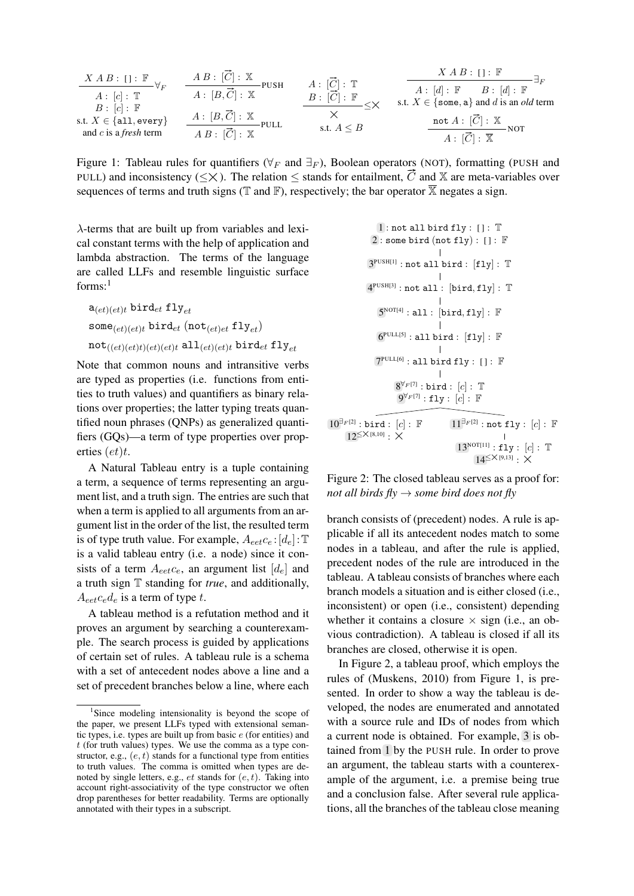$$\frac{X\ A\ B:[\,]:\mathbb{F}}{\begin{array}{c}A:[c]:\mathbb{T}\\ B:[c]:\mathbb{F}\end{array}}\forall_F \quad \text{s.t. } X \in \{\texttt{all}, \texttt{every}\} \text{ and } c \text{ is a } \textit{fresh} \text{ term}$$

$$\frac{A\ B:[\vec{C}]:\mathbb{X}}{A:[B,\vec{C}]:\mathbb{X}}\text{PUSH} \qquad \frac{A:[B,\vec{C}]:\mathbb{X}}{A\ B:[\vec{C}]:\mathbb{X}}\text{PULL}$$

$$\frac{\begin{array}{c}A:[\vec{C}]:\mathbb{T}\\ B:[\vec{C}]:\mathbb{F}\end{array}}{\times}\leq\times \quad \text{s.t. } A \leq B$$

$$\frac{X\ A\ B:[\,]:\mathbb{F}}{A:[d]:\mathbb{F} \qquad B:[d]:\mathbb{F}}\exists_F \quad \text{s.t. } X \in \{\texttt{some}, \texttt{a}\} \text{ and } d \text{ is an } \textit{old} \text{ term}$$

$$\frac{\texttt{not}\ A:[\vec{C}]:\mathbb{X}}{A:[\vec{C}]:\overline{\mathbb{X}}}\text{NOT}$$

Figure 1: Tableau rules for quantifiers ($\forall_F$ and $\exists_F$), Boolean operators (NOT), formatting (PUSH and PULL) and inconsistency ($\leq\times$). The relation $\leq$ stands for entailment, $\vec{C}$ and $\mathbb{X}$ are meta-variables over sequences of terms and truth signs ($\mathbb{T}$ and $\mathbb{F}$), respectively; the bar operator $\overline{\mathbb{X}}$ negates a sign.

$\lambda$-terms that are built up from variables and lexical constant terms with the help of application and lambda abstraction. The terms of the language are called LLFs and resemble linguistic surface forms:[1]

$$\texttt{a}_{(et)(et)t}\ \texttt{bird}_{et}\ \texttt{fly}_{et}$$

$$\texttt{some}_{(et)(et)t}\ \texttt{bird}_{et}\ (\texttt{not}_{(et)et}\ \texttt{fly}_{et})$$

$$\texttt{not}_{((et)(et)t)(et)(et)t}\ \texttt{all}_{(et)(et)t}\ \texttt{bird}_{et}\ \texttt{fly}_{et}$$

Note that common nouns and intransitive verbs are typed as properties (i.e. functions from entities to truth values) and quantifiers as binary relations over properties; the latter typing treats quantified noun phrases (QNPs) as generalized quantifiers (GQs)—a term of type properties over properties $(et)t$.

A Natural Tableau entry is a tuple containing a term, a sequence of terms representing an argument list, and a truth sign. The entries are such that when a term is applied to all arguments from an argument list in the order of the list, the resulted term is of type truth value. For example, $A_{eet}c_e : [d_e] : \mathbb{T}$ is a valid tableau entry (i.e. a node) since it consists of a term $A_{eet}c_e$, an argument list $[d_e]$ and a truth sign $\mathbb{T}$ standing for *true*, and additionally, $A_{eet}c_e d_e$ is a term of type $t$.

A tableau method is a refutation method and it proves an argument by searching a counterexample. The search process is guided by applications of certain set of rules. A tableau rule is a schema with a set of antecedent nodes above a line and a set of precedent branches below a line, where each branch consists of (precedent) nodes. A rule is applicable if all its antecedent nodes match to some nodes in a tableau, and after the rule is applied, precedent nodes of the rule are introduced in the tableau. A tableau consists of branches where each branch models a situation and is either closed (i.e., inconsistent) or open (i.e., consistent) depending whether it contains a closure $\times$ sign (i.e., an obvious contradiction). A tableau is closed if all its branches are closed, otherwise it is open.

1 : not all bird fly : [ ] : $\mathbb{T}$
2 : some bird (not fly) : [ ] : $\mathbb{F}$
3[PUSH[1]] : not all bird : [fly] : $\mathbb{T}$
4[PUSH[3]] : not all : [bird, fly] : $\mathbb{T}$
5[NOT[4]] : all : [bird, fly] : $\mathbb{F}$
6[PULL[5]] : all bird : [fly] : $\mathbb{F}$
7[PULL[6]] : all bird fly : [ ] : $\mathbb{F}$
8[$\forall_F$[7]] : bird : [c] : $\mathbb{T}$
9[$\forall_F$[7]] : fly : [c] : $\mathbb{F}$

Left branch:
10[$\exists_F$[2]] : bird : [c] : $\mathbb{F}$
12[$\leq\times$[8,10]] : $\times$

Right branch:
11[$\exists_F$[2]] : not fly : [c] : $\mathbb{F}$
13[NOT[11]] : fly : [c] : $\mathbb{T}$
14[$\leq\times$[9,13]] : $\times$

Figure 2: The closed tableau serves as a proof for: *not all birds fly → some bird does not fly*

In Figure 2, a tableau proof, which employs the rules of (Muskens, 2010) from Figure 1, is presented. In order to show a way the tableau is developed, the nodes are enumerated and annotated with a source rule and IDs of nodes from which a current node is obtained. For example, 3 is obtained from 1 by the PUSH rule. In order to prove an argument, the tableau starts with a counterexample of the argument, i.e. a premise being true and a conclusion false. After several rule applications, all the branches of the tableau close meaning

[1] Since modeling intensionality is beyond the scope of the paper, we present LLFs typed with extensional semantic types, i.e. types are built up from basic $e$ (for entities) and $t$ (for truth values) types. We use the comma as a type constructor, e.g., $(e, t)$ stands for a functional type from entities to truth values. The comma is omitted when types are denoted by single letters, e.g., $et$ stands for $(e, t)$. Taking into account right-associativity of the type constructor we often drop parentheses for better readability. Terms are optionally annotated with their types in a subscript.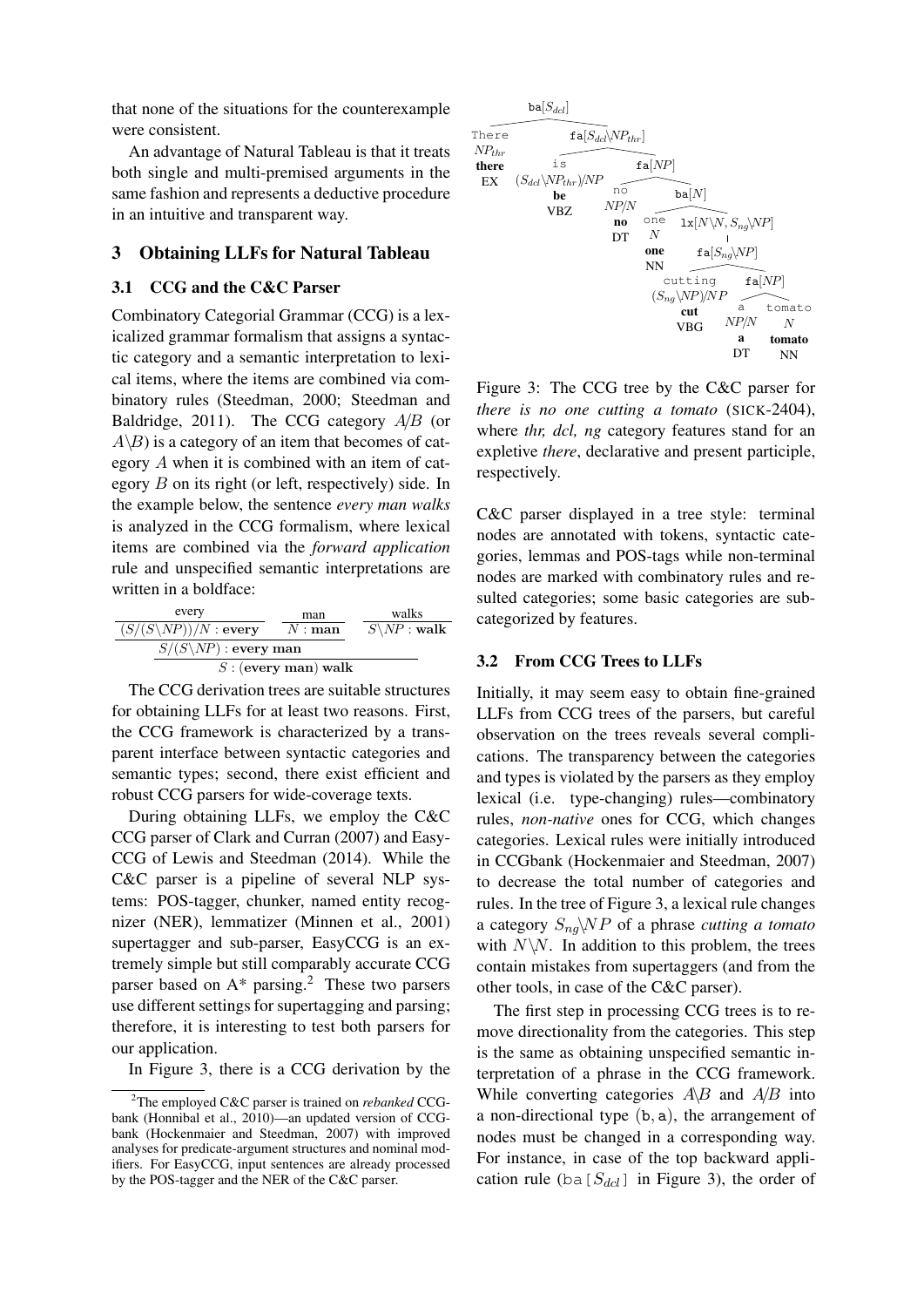that none of the situations for the counterexample were consistent.

An advantage of Natural Tableau is that it treats both single and multi-premised arguments in the same fashion and represents a deductive procedure in an intuitive and transparent way.

## 3 Obtaining LLFs for Natural Tableau

### 3.1 CCG and the C&C Parser

Combinatory Categorial Grammar (CCG) is a lexicalized grammar formalism that assigns a syntactic category and a semantic interpretation to lexical items, where the items are combined via combinatory rules (Steedman, 2000; Steedman and Baldridge, 2011). The CCG category $A/B$ (or $A\backslash B$) is a category of an item that becomes of category $A$ when it is combined with an item of category $B$ on its right (or left, respectively) side. In the example below, the sentence *every man walks* is analyzed in the CCG formalism, where lexical items are combined via the *forward application* rule and unspecified semantic interpretations are written in a boldface:

$$\dfrac{\dfrac{\dfrac{\text{every}}{(S/(S\backslash NP))/N : \textbf{every}} \quad \dfrac{\text{man}}{N : \textbf{man}}}{S/(S\backslash NP) : \textbf{every man}} \quad \dfrac{\text{walks}}{S\backslash NP : \textbf{walk}}}{S : (\textbf{every man})\ \textbf{walk}}$$

The CCG derivation trees are suitable structures for obtaining LLFs for at least two reasons. First, the CCG framework is characterized by a transparent interface between syntactic categories and semantic types; second, there exist efficient and robust CCG parsers for wide-coverage texts.

During obtaining LLFs, we employ the C&C CCG parser of Clark and Curran (2007) and EasyCCG of Lewis and Steedman (2014). While the C&C parser is a pipeline of several NLP systems: POS-tagger, chunker, named entity recognizer (NER), lemmatizer (Minnen et al., 2001) supertagger and sub-parser, EasyCCG is an extremely simple but still comparably accurate CCG parser based on A* parsing.[2] These two parsers use different settings for supertagging and parsing; therefore, it is interesting to test both parsers for our application.

In Figure 3, there is a CCG derivation by the C&C parser displayed in a tree style: terminal nodes are annotated with tokens, syntactic categories, lemmas and POS-tags while non-terminal nodes are marked with combinatory rules and resulted categories; some basic categories are subcategorized by features.

```
ba[S_dcl]
├── There  NP_thr  there  EX
└── fa[S_dcl\NP_thr]
    ├── is  (S_dcl\NP_thr)/NP  be  VBZ
    └── fa[NP]
        ├── no  NP/N  no  DT
        └── ba[N]
            ├── one  N  one  NN
            └── lx[N\N, S_ng\NP]
                └── fa[S_ng\NP]
                    ├── cutting  (S_ng\NP)/NP  cut  VBG
                    └── fa[NP]
                        ├── a  NP/N  a  DT
                        └── tomato  N  tomato  NN
```

Figure 3: The CCG tree by the C&C parser for *there is no one cutting a tomato* (SICK-2404), where *thr, dcl, ng* category features stand for an expletive *there*, declarative and present participle, respectively.

### 3.2 From CCG Trees to LLFs

Initially, it may seem easy to obtain fine-grained LLFs from CCG trees of the parsers, but careful observation on the trees reveals several complications. The transparency between the categories and types is violated by the parsers as they employ lexical (i.e. type-changing) rules—combinatory rules, *non-native* ones for CCG, which changes categories. Lexical rules were initially introduced in CCGbank (Hockenmaier and Steedman, 2007) to decrease the total number of categories and rules. In the tree of Figure 3, a lexical rule changes a category $S_{ng}\backslash NP$ of a phrase *cutting a tomato* with $N\backslash N$. In addition to this problem, the trees contain mistakes from supertaggers (and from the other tools, in case of the C&C parser).

The first step in processing CCG trees is to remove directionality from the categories. This step is the same as obtaining unspecified semantic interpretation of a phrase in the CCG framework. While converting categories $A\backslash B$ and $A/B$ into a non-directional type (b, a), the arrangement of nodes must be changed in a corresponding way. For instance, in case of the top backward application rule (ba[$S_{dcl}$] in Figure 3), the order of

[2] The employed C&C parser is trained on *rebanked* CCGbank (Honnibal et al., 2010)—an updated version of CCGbank (Hockenmaier and Steedman, 2007) with improved analyses for predicate-argument structures and nominal modifiers. For EasyCCG, input sentences are already processed by the POS-tagger and the NER of the C&C parser.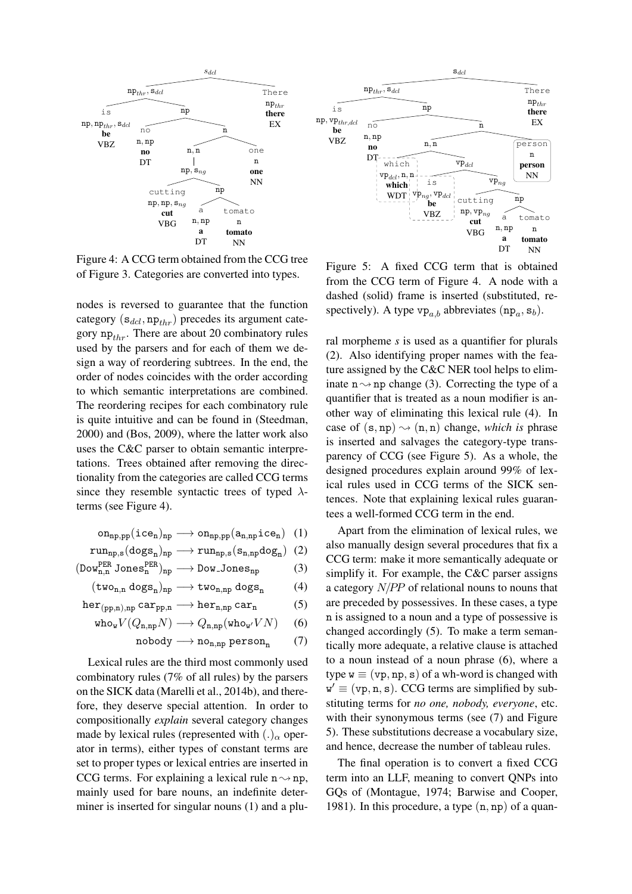Figure 4: A CCG term obtained from the CCG tree of Figure 3. Categories are converted into types.

Figure 5: A fixed CCG term that is obtained from the CCG term of Figure 4. A node with a dashed (solid) frame is inserted (substituted, respectively). A type $\mathtt{vp}_{a,b}$ abbreviates $(\mathtt{np}_a, \mathtt{s}_b)$.

nodes is reversed to guarantee that the function category $(\mathtt{s}_{dcl}, \mathtt{np}_{thr})$ precedes its argument category $\mathtt{np}_{thr}$. There are about 20 combinatory rules used by the parsers and for each of them we design a way of reordering subtrees. In the end, the order of nodes coincides with the order according to which semantic interpretations are combined. The reordering recipes for each combinatory rule is quite intuitive and can be found in (Steedman, 2000) and (Bos, 2009), where the latter work also uses the C&C parser to obtain semantic interpretations. Trees obtained after removing the directionality from the categories are called CCG terms since they resemble syntactic trees of typed $\lambda$-terms (see Figure 4).

$$\mathtt{on}_{\mathtt{np,pp}}(\mathtt{ice}_{\mathtt{n}})_{\mathtt{np}} \longrightarrow \mathtt{on}_{\mathtt{np,pp}}(\mathtt{a}_{\mathtt{n,np}}\mathtt{ice}_{\mathtt{n}}) \quad (1)$$

$$\mathtt{run}_{\mathtt{np,s}}(\mathtt{dogs}_{\mathtt{n}})_{\mathtt{np}} \longrightarrow \mathtt{run}_{\mathtt{np,s}}(\mathtt{s}_{\mathtt{n,np}}\mathtt{dog}_{\mathtt{n}}) \quad (2)$$

$$(\mathtt{Dow}^{\mathtt{PER}}_{\mathtt{n,n}}\ \mathtt{Jones}^{\mathtt{PER}}_{\mathtt{n}})_{\mathtt{np}} \longrightarrow \mathtt{Dow\_Jones}_{\mathtt{np}} \quad (3)$$

$$(\mathtt{two}_{\mathtt{n,n}}\ \mathtt{dogs}_{\mathtt{n}})_{\mathtt{np}} \longrightarrow \mathtt{two}_{\mathtt{n,np}}\ \mathtt{dogs}_{\mathtt{n}} \quad (4)$$

$$\mathtt{her}_{(\mathtt{pp,n}),\mathtt{np}}\ \mathtt{car}_{\mathtt{pp,n}} \longrightarrow \mathtt{her}_{\mathtt{n,np}}\ \mathtt{car}_{\mathtt{n}} \quad (5)$$

$$\mathtt{who}_{\mathtt{w}} V(Q_{\mathtt{n,np}}N) \longrightarrow Q_{\mathtt{n,np}}(\mathtt{who}_{\mathtt{w'}} VN) \quad (6)$$

$$\mathtt{nobody} \longrightarrow \mathtt{no}_{\mathtt{n,np}}\ \mathtt{person}_{\mathtt{n}} \quad (7)$$

Lexical rules are the third most commonly used combinatory rules (7% of all rules) by the parsers on the SICK data (Marelli et al., 2014b), and therefore, they deserve special attention. In order to compositionally *explain* several category changes made by lexical rules (represented with $(.)_\alpha$ operator in terms), either types of constant terms are set to proper types or lexical entries are inserted in CCG terms. For explaining a lexical rule $\mathtt{n} \rightsquigarrow \mathtt{np}$, mainly used for bare nouns, an indefinite determiner is inserted for singular nouns (1) and a plural morpheme *s* is used as a quantifier for plurals (2). Also identifying proper names with the feature assigned by the C&C NER tool helps to eliminate $\mathtt{n} \rightsquigarrow \mathtt{np}$ change (3). Correcting the type of a quantifier that is treated as a noun modifier is another way of eliminating this lexical rule (4). In case of $(\mathtt{s}, \mathtt{np}) \rightsquigarrow (\mathtt{n}, \mathtt{n})$ change, *which is* phrase is inserted and salvages the category-type transparency of CCG (see Figure 5). As a whole, the designed procedures explain around 99% of lexical rules used in CCG terms of the SICK sentences. Note that explaining lexical rules guarantees a well-formed CCG term in the end.

Apart from the elimination of lexical rules, we also manually design several procedures that fix a CCG term: make it more semantically adequate or simplify it. For example, the C&C parser assigns a category $N/PP$ of relational nouns to nouns that are preceded by possessives. In these cases, a type $\mathtt{n}$ is assigned to a noun and a type of possessive is changed accordingly (5). To make a term semantically more adequate, a relative clause is attached to a noun instead of a noun phrase (6), where a type $\mathtt{w} \equiv (\mathtt{vp}, \mathtt{np}, \mathtt{s})$ of a wh-word is changed with $\mathtt{w'} \equiv (\mathtt{vp}, \mathtt{n}, \mathtt{s})$. CCG terms are simplified by substituting terms for *no one, nobody, everyone*, etc. with their synonymous terms (see (7) and Figure 5). These substitutions decrease a vocabulary size, and hence, decrease the number of tableau rules.

The final operation is to convert a fixed CCG term into an LLF, meaning to convert QNPs into GQs of (Montague, 1974; Barwise and Cooper, 1981). In this procedure, a type $(\mathtt{n}, \mathtt{np})$ of a quan-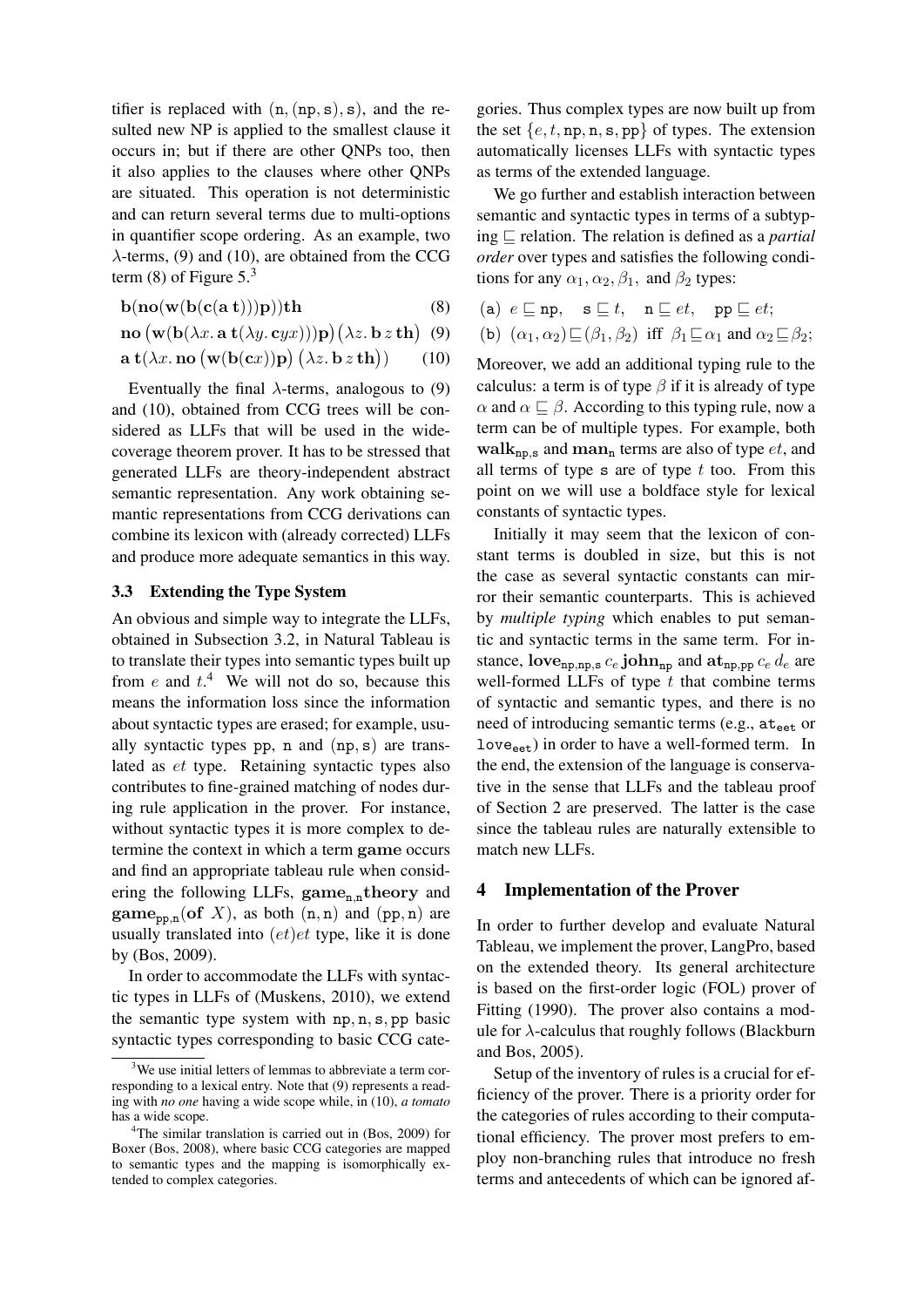tifier is replaced with $(\mathtt{n}, (\mathtt{np}, \mathtt{s}), \mathtt{s})$, and the resulted new NP is applied to the smallest clause it occurs in; but if there are other QNPs too, then it also applies to the clauses where other QNPs are situated. This operation is not deterministic and can return several terms due to multi-options in quantifier scope ordering. As an example, two $\lambda$-terms, (9) and (10), are obtained from the CCG term (8) of Figure 5.[3]

$$\mathbf{b}(\mathbf{no}(\mathbf{w}(\mathbf{b}(\mathbf{c}(\mathbf{a}\,\mathbf{t})))\mathbf{p}))\mathbf{th} \tag{8}$$

$$\mathbf{no}\left(\mathbf{w}(\mathbf{b}(\lambda x.\, \mathbf{a}\,\mathbf{t}(\lambda y.\, \mathbf{c}yx)))\mathbf{p}\right)\left(\lambda z.\, \mathbf{b}\, z\, \mathbf{th}\right) \tag{9}$$

$$\mathbf{a}\,\mathbf{t}(\lambda x.\, \mathbf{no}\left(\mathbf{w}(\mathbf{b}(\mathbf{c}x))\mathbf{p}\right)\left(\lambda z.\, \mathbf{b}\, z\, \mathbf{th}\right)) \tag{10}$$

Eventually the final $\lambda$-terms, analogous to (9) and (10), obtained from CCG trees will be considered as LLFs that will be used in the wide-coverage theorem prover. It has to be stressed that generated LLFs are theory-independent abstract semantic representation. Any work obtaining semantic representations from CCG derivations can combine its lexicon with (already corrected) LLFs and produce more adequate semantics in this way.

### 3.3 Extending the Type System

An obvious and simple way to integrate the LLFs, obtained in Subsection 3.2, in Natural Tableau is to translate their types into semantic types built up from $e$ and $t$.[4] We will not do so, because this means the information loss since the information about syntactic types are erased; for example, usually syntactic types pp, n and (np, s) are translated as $et$ type. Retaining syntactic types also contributes to fine-grained matching of nodes during rule application in the prover. For instance, without syntactic types it is more complex to determine the context in which a term **game** occurs and find an appropriate tableau rule when considering the following LLFs, $\mathbf{game}_{\mathtt{n},\mathtt{n}}\mathbf{theory}$ and $\mathbf{game}_{\mathtt{pp},\mathtt{n}}(\mathbf{of}\ X)$, as both $(\mathtt{n}, \mathtt{n})$ and $(\mathtt{pp}, \mathtt{n})$ are usually translated into $(et)et$ type, like it is done by (Bos, 2009).

In order to accommodate the LLFs with syntactic types in LLFs of (Muskens, 2010), we extend the semantic type system with $\mathtt{np}, \mathtt{n}, \mathtt{s}, \mathtt{pp}$ basic syntactic types corresponding to basic CCG categories. Thus complex types are now built up from the set $\{e, t, \mathtt{np}, \mathtt{n}, \mathtt{s}, \mathtt{pp}\}$ of types. The extension automatically licenses LLFs with syntactic types as terms of the extended language.

We go further and establish interaction between semantic and syntactic types in terms of a subtyping $\sqsubseteq$ relation. The relation is defined as a *partial order* over types and satisfies the following conditions for any $\alpha_1, \alpha_2, \beta_1$, and $\beta_2$ types:

(a) $e \sqsubseteq \mathtt{np}, \quad \mathtt{s} \sqsubseteq t, \quad \mathtt{n} \sqsubseteq et, \quad \mathtt{pp} \sqsubseteq et;$

(b) $(\alpha_1, \alpha_2) \sqsubseteq (\beta_1, \beta_2)$ iff $\beta_1 \sqsubseteq \alpha_1$ and $\alpha_2 \sqsubseteq \beta_2$;

Moreover, we add an additional typing rule to the calculus: a term is of type $\beta$ if it is already of type $\alpha$ and $\alpha \sqsubseteq \beta$. According to this typing rule, now a term can be of multiple types. For example, both $\mathbf{walk}_{\mathtt{np},\mathtt{s}}$ and $\mathbf{man}_{\mathtt{n}}$ terms are also of type $et$, and all terms of type s are of type $t$ too. From this point on we will use a boldface style for lexical constants of syntactic types.

Initially it may seem that the lexicon of constant terms is doubled in size, but this is not the case as several syntactic constants can mirror their semantic counterparts. This is achieved by *multiple typing* which enables to put semantic and syntactic terms in the same term. For instance, $\mathbf{love}_{\mathtt{np},\mathtt{np},\mathtt{s}}\, c_e\, \mathbf{john}_{\mathtt{np}}$ and $\mathbf{at}_{\mathtt{np},\mathtt{pp}}\, c_e\, d_e$ are well-formed LLFs of type $t$ that combine terms of syntactic and semantic types, and there is no need of introducing semantic terms (e.g., $\mathtt{at}_{eet}$ or $\mathtt{love}_{eet}$) in order to have a well-formed term. In the end, the extension of the language is conservative in the sense that LLFs and the tableau proof of Section 2 are preserved. The latter is the case since the tableau rules are naturally extensible to match new LLFs.

## 4 Implementation of the Prover

In order to further develop and evaluate Natural Tableau, we implement the prover, LangPro, based on the extended theory. Its general architecture is based on the first-order logic (FOL) prover of Fitting (1990). The prover also contains a module for $\lambda$-calculus that roughly follows (Blackburn and Bos, 2005).

Setup of the inventory of rules is a crucial for efficiency of the prover. There is a priority order for the categories of rules according to their computational efficiency. The prover most prefers to employ non-branching rules that introduce no fresh terms and antecedents of which can be ignored af-

---

[3] We use initial letters of lemmas to abbreviate a term corresponding to a lexical entry. Note that (9) represents a reading with *no one* having a wide scope while, in (10), *a tomato* has a wide scope.

[4] The similar translation is carried out in (Bos, 2009) for Boxer (Bos, 2008), where basic CCG categories are mapped to semantic types and the mapping is isomorphically extended to complex categories.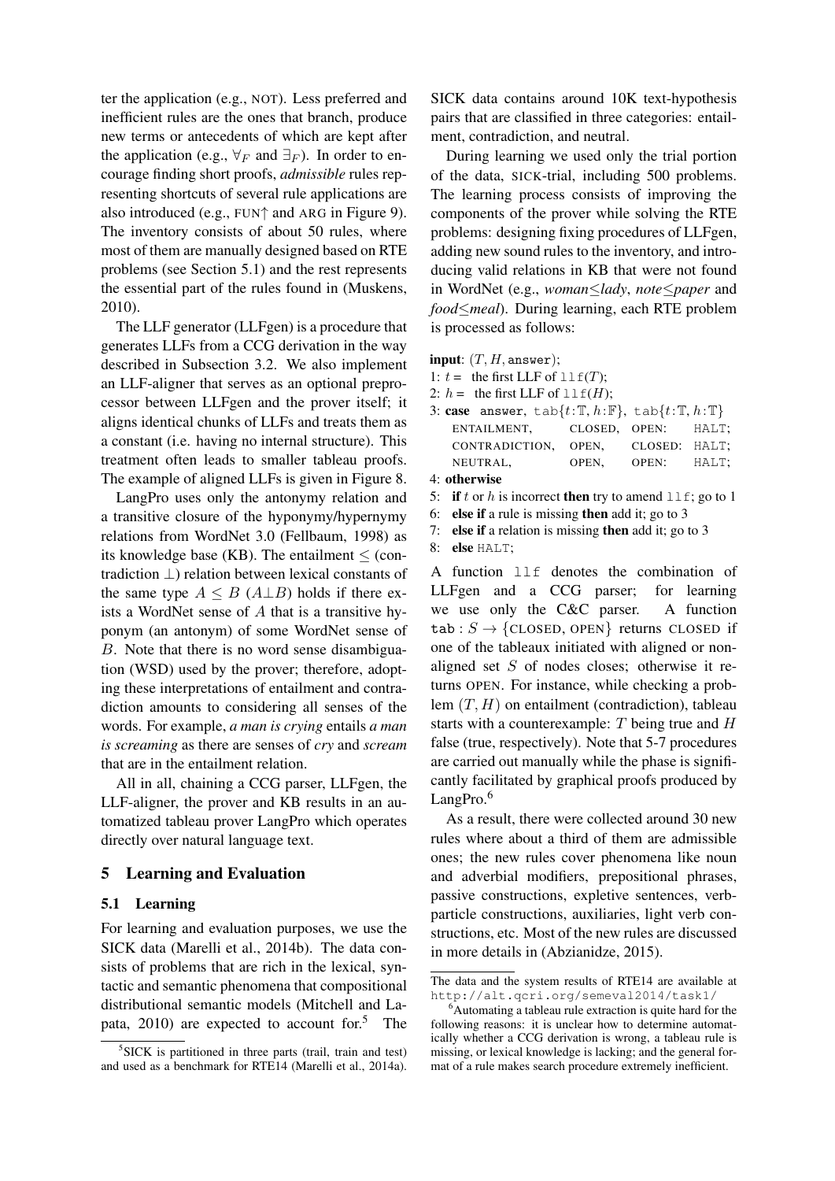ter the application (e.g., NOT). Less preferred and inefficient rules are the ones that branch, produce new terms or antecedents of which are kept after the application (e.g., $\forall_F$ and $\exists_F$). In order to encourage finding short proofs, *admissible* rules representing shortcuts of several rule applications are also introduced (e.g., FUN↑ and ARG in Figure 9). The inventory consists of about 50 rules, where most of them are manually designed based on RTE problems (see Section 5.1) and the rest represents the essential part of the rules found in (Muskens, 2010).

The LLF generator (LLFgen) is a procedure that generates LLFs from a CCG derivation in the way described in Subsection 3.2. We also implement an LLF-aligner that serves as an optional preprocessor between LLFgen and the prover itself; it aligns identical chunks of LLFs and treats them as a constant (i.e. having no internal structure). This treatment often leads to smaller tableau proofs. The example of aligned LLFs is given in Figure 8.

LangPro uses only the antonymy relation and a transitive closure of the hyponymy/hypernymy relations from WordNet 3.0 (Fellbaum, 1998) as its knowledge base (KB). The entailment $\leq$ (contradiction $\perp$) relation between lexical constants of the same type $A \leq B$ ($A \perp B$) holds if there exists a WordNet sense of $A$ that is a transitive hyponym (an antonym) of some WordNet sense of $B$. Note that there is no word sense disambiguation (WSD) used by the prover; therefore, adopting these interpretations of entailment and contradiction amounts to considering all senses of the words. For example, *a man is crying* entails *a man is screaming* as there are senses of *cry* and *scream* that are in the entailment relation.

All in all, chaining a CCG parser, LLFgen, the LLF-aligner, the prover and KB results in an automatized tableau prover LangPro which operates directly over natural language text.

## 5 Learning and Evaluation

### 5.1 Learning

For learning and evaluation purposes, we use the SICK data (Marelli et al., 2014b). The data consists of problems that are rich in the lexical, syntactic and semantic phenomena that compositional distributional semantic models (Mitchell and Lapata, 2010) are expected to account for.[5] The SICK data contains around 10K text-hypothesis pairs that are classified in three categories: entailment, contradiction, and neutral.

During learning we used only the trial portion of the data, SICK-trial, including 500 problems. The learning process consists of improving the components of the prover while solving the RTE problems: designing fixing procedures of LLFgen, adding new sound rules to the inventory, and introducing valid relations in KB that were not found in WordNet (e.g., *woman*$\leq$*lady*, *note*$\leq$*paper* and *food*$\leq$*meal*). During learning, each RTE problem is processed as follows:

**input**: $(T, H, \texttt{answer})$;
1: $t$ = the first LLF of $\texttt{llf}(T)$;
2: $h$ = the first LLF of $\texttt{llf}(H)$;
3: **case** answer, $\texttt{tab}\{t{:}\mathbb{T}, h{:}\mathbb{F}\}$, $\texttt{tab}\{t{:}\mathbb{T}, h{:}\mathbb{T}\}$

| | | | |
|---|---|---|---|
| ENTAILMENT, | CLOSED, | OPEN: | HALT; |
| CONTRADICTION, | OPEN, | CLOSED: | HALT; |
| NEUTRAL, | OPEN, | OPEN: | HALT; |

4: **otherwise**
5: **if** $t$ or $h$ is incorrect **then** try to amend llf; go to 1
6: **else if** a rule is missing **then** add it; go to 3
7: **else if** a relation is missing **then** add it; go to 3
8: **else** HALT;

A function llf denotes the combination of LLFgen and a CCG parser; for learning we use only the C&C parser. A function $\texttt{tab} : S \rightarrow \{\text{CLOSED}, \text{OPEN}\}$ returns CLOSED if one of the tableaux initiated with aligned or non-aligned set $S$ of nodes closes; otherwise it returns OPEN. For instance, while checking a problem $(T, H)$ on entailment (contradiction), tableau starts with a counterexample: $T$ being true and $H$ false (true, respectively). Note that 5-7 procedures are carried out manually while the phase is significantly facilitated by graphical proofs produced by LangPro.[6]

As a result, there were collected around 30 new rules where about a third of them are admissible ones; the new rules cover phenomena like noun and adverbial modifiers, prepositional phrases, passive constructions, expletive sentences, verb-particle constructions, auxiliaries, light verb constructions, etc. Most of the new rules are discussed in more details in (Abzianidze, 2015).

[5] SICK is partitioned in three parts (trail, train and test) and used as a benchmark for RTE14 (Marelli et al., 2014a). The data and the system results of RTE14 are available at http://alt.qcri.org/semeval2014/task1/

[6] Automating a tableau rule extraction is quite hard for the following reasons: it is unclear how to determine automatically whether a CCG derivation is wrong, a tableau rule is missing, or lexical knowledge is lacking; and the general format of a rule makes search procedure extremely inefficient.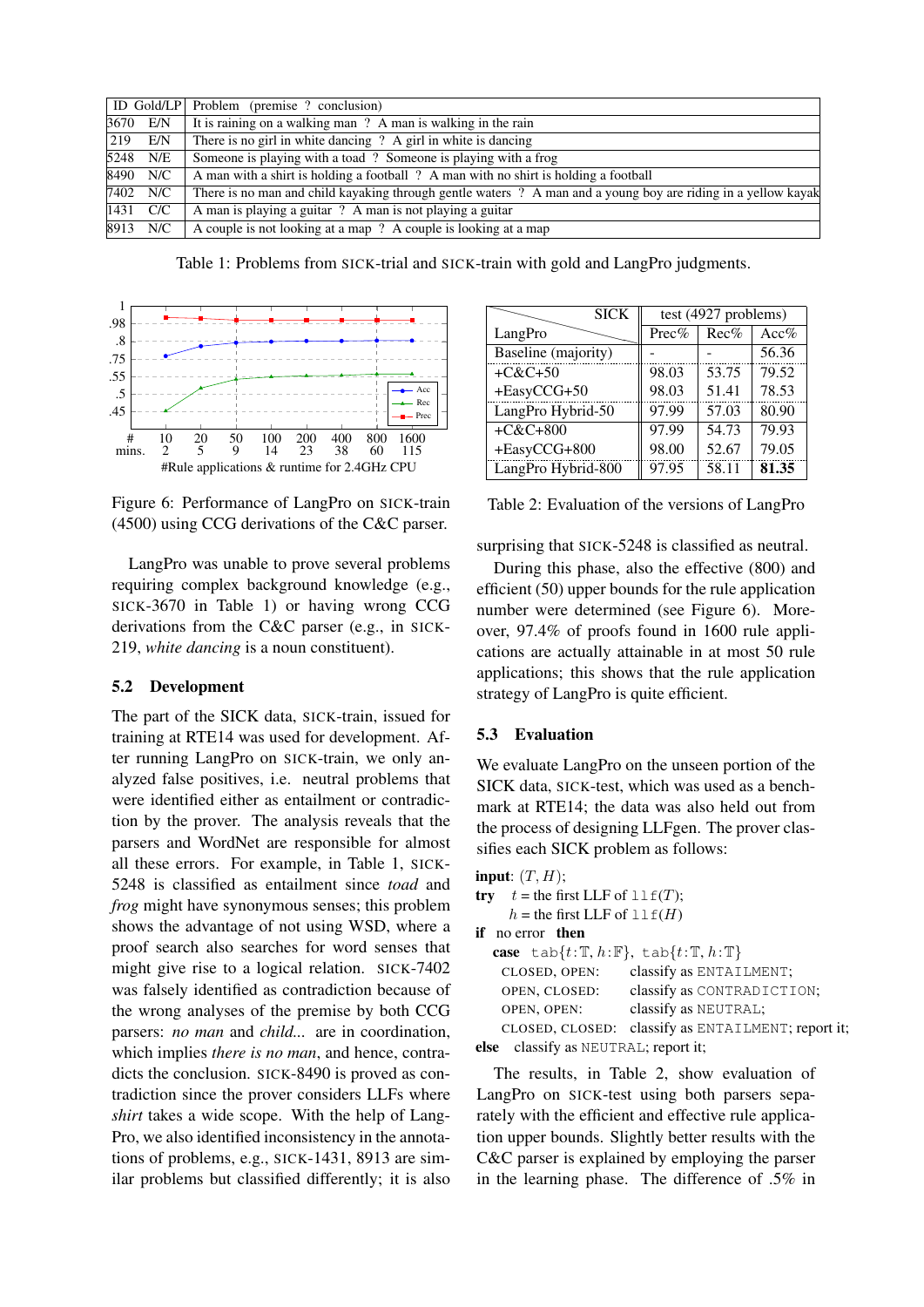| ID | Gold/LP | Problem (premise ? conclusion) |
|---|---|---|
| 3670 | E/N | It is raining on a walking man ? A man is walking in the rain |
| 219 | E/N | There is no girl in white dancing ? A girl in white is dancing |
| 5248 | N/E | Someone is playing with a toad ? Someone is playing with a frog |
| 8490 | N/C | A man with a shirt is holding a football ? A man with no shirt is holding a football |
| 7402 | N/C | There is no man and child kayaking through gentle waters ? A man and a young boy are riding in a yellow kayak |
| 1431 | C/C | A man is playing a guitar ? A man is not playing a guitar |
| 8913 | N/C | A couple is not looking at a map ? A couple is looking at a map |

Table 1: Problems from SICK-trial and SICK-train with gold and LangPro judgments.

Figure 6: Performance of LangPro on SICK-train (4500) using CCG derivations of the C&C parser.

| LangPro \ SICK | test (4927 problems) | | |
|---|---|---|---|
| | Prec% | Rec% | Acc% |
| Baseline (majority) | - | - | 56.36 |
| +C&C+50 | 98.03 | 53.75 | 79.52 |
| +EasyCCG+50 | 98.03 | 51.41 | 78.53 |
| LangPro Hybrid-50 | 97.99 | 57.03 | 80.90 |
| +C&C+800 | 97.99 | 54.73 | 79.93 |
| +EasyCCG+800 | 98.00 | 52.67 | 79.05 |
| LangPro Hybrid-800 | 97.95 | 58.11 | **81.35** |

Table 2: Evaluation of the versions of LangPro

LangPro was unable to prove several problems requiring complex background knowledge (e.g., SICK-3670 in Table 1) or having wrong CCG derivations from the C&C parser (e.g., in SICK-219, *white dancing* is a noun constituent).

## 5.2 Development

The part of the SICK data, SICK-train, issued for training at RTE14 was used for development. After running LangPro on SICK-train, we only analyzed false positives, i.e. neutral problems that were identified either as entailment or contradiction by the prover. The analysis reveals that the parsers and WordNet are responsible for almost all these errors. For example, in Table 1, SICK-5248 is classified as entailment since *toad* and *frog* might have synonymous senses; this problem shows the advantage of not using WSD, where a proof search also searches for word senses that might give rise to a logical relation. SICK-7402 was falsely identified as contradiction because of the wrong analyses of the premise by both CCG parsers: *no man* and *child...* are in coordination, which implies *there is no man*, and hence, contradicts the conclusion. SICK-8490 is proved as contradiction since the prover considers LLFs where *shirt* takes a wide scope. With the help of LangPro, we also identified inconsistency in the annotations of problems, e.g., SICK-1431, 8913 are similar problems but classified differently; it is also surprising that SICK-5248 is classified as neutral.

During this phase, also the effective (800) and efficient (50) upper bounds for the rule application number were determined (see Figure 6). Moreover, 97.4% of proofs found in 1600 rule applications are actually attainable in at most 50 rule applications; this shows that the rule application strategy of LangPro is quite efficient.

## 5.3 Evaluation

We evaluate LangPro on the unseen portion of the SICK data, SICK-test, which was used as a benchmark at RTE14; the data was also held out from the process of designing LLFgen. The prover classifies each SICK problem as follows:

**input**: $(T, H)$;
**try** $t$ = the first LLF of `llf`$(T)$;
$h$ = the first LLF of `llf`$(H)$
**if** no error **then**
**case** `tab`$\{t{:}\mathbb{T}, h{:}\mathbb{F}\}$, `tab`$\{t{:}\mathbb{T}, h{:}\mathbb{T}\}$
CLOSED, OPEN: classify as `ENTAILMENT`;
OPEN, CLOSED: classify as `CONTRADICTION`;
OPEN, OPEN: classify as `NEUTRAL`;
CLOSED, CLOSED: classify as `ENTAILMENT`; report it;
**else** classify as `NEUTRAL`; report it;

The results, in Table 2, show evaluation of LangPro on SICK-test using both parsers separately with the efficient and effective rule application upper bounds. Slightly better results with the C&C parser is explained by employing the parser in the learning phase. The difference of .5% in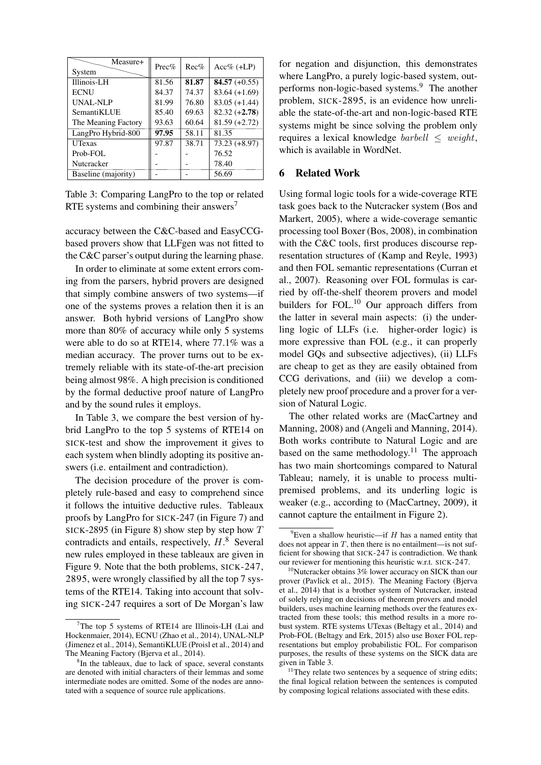| Measure+ System | Prec% | Rec% | Acc% (+LP) |
|---|---|---|---|
| Illinois-LH | 81.56 | **81.87** | **84.57** (+0.55) |
| ECNU | 84.37 | 74.37 | 83.64 (+1.69) |
| UNAL-NLP | 81.99 | 76.80 | 83.05 (+1.44) |
| SemantiKLUE | 85.40 | 69.63 | 82.32 (+**2.78**) |
| The Meaning Factory | 93.63 | 60.64 | 81.59 (+2.72) |
| LangPro Hybrid-800 | **97.95** | 58.11 | 81.35 |
| UTexas | 97.87 | 38.71 | 73.23 (+8.97) |
| Prob-FOL | - | - | 76.52 |
| Nutcracker | - | - | 78.40 |
| Baseline (majority) | - | - | 56.69 |

Table 3: Comparing LangPro to the top or related RTE systems and combining their answers[7]

accuracy between the C&C-based and EasyCCG-based provers show that LLFgen was not fitted to the C&C parser's output during the learning phase.

In order to eliminate at some extent errors coming from the parsers, hybrid provers are designed that simply combine answers of two systems—if one of the systems proves a relation then it is an answer. Both hybrid versions of LangPro show more than 80% of accuracy while only 5 systems were able to do so at RTE14, where 77.1% was a median accuracy. The prover turns out to be extremely reliable with its state-of-the-art precision being almost 98%. A high precision is conditioned by the formal deductive proof nature of LangPro and by the sound rules it employs.

In Table 3, we compare the best version of hybrid LangPro to the top 5 systems of RTE14 on SICK-test and show the improvement it gives to each system when blindly adopting its positive answers (i.e. entailment and contradiction).

The decision procedure of the prover is completely rule-based and easy to comprehend since it follows the intuitive deductive rules. Tableaux proofs by LangPro for SICK-247 (in Figure 7) and SICK-2895 (in Figure 8) show step by step how $T$ contradicts and entails, respectively, $H$.[8] Several new rules employed in these tableaux are given in Figure 9. Note that the both problems, SICK-247, 2895, were wrongly classified by all the top 7 systems of the RTE14. Taking into account that solving SICK-247 requires a sort of De Morgan's law for negation and disjunction, this demonstrates where LangPro, a purely logic-based system, outperforms non-logic-based systems.[9] The another problem, SICK-2895, is an evidence how unreliable the state-of-the-art and non-logic-based RTE systems might be since solving the problem only requires a lexical knowledge $barbell \leq weight$, which is available in WordNet.

## 6 Related Work

Using formal logic tools for a wide-coverage RTE task goes back to the Nutcracker system (Bos and Markert, 2005), where a wide-coverage semantic processing tool Boxer (Bos, 2008), in combination with the C&C tools, first produces discourse representation structures of (Kamp and Reyle, 1993) and then FOL semantic representations (Curran et al., 2007). Reasoning over FOL formulas is carried by off-the-shelf theorem provers and model builders for FOL.[10] Our approach differs from the latter in several main aspects: (i) the underling logic of LLFs (i.e. higher-order logic) is more expressive than FOL (e.g., it can properly model GQs and subsective adjectives), (ii) LLFs are cheap to get as they are easily obtained from CCG derivations, and (iii) we develop a completely new proof procedure and a prover for a version of Natural Logic.

The other related works are (MacCartney and Manning, 2008) and (Angeli and Manning, 2014). Both works contribute to Natural Logic and are based on the same methodology.[11] The approach has two main shortcomings compared to Natural Tableau; namely, it is unable to process multi-premised problems, and its underling logic is weaker (e.g., according to (MacCartney, 2009), it cannot capture the entailment in Figure 2).

[7] The top 5 systems of RTE14 are Illinois-LH (Lai and Hockenmaier, 2014), ECNU (Zhao et al., 2014), UNAL-NLP (Jimenez et al., 2014), SemantiKLUE (Proisl et al., 2014) and The Meaning Factory (Bjerva et al., 2014).

[8] In the tableaux, due to lack of space, several constants are denoted with initial characters of their lemmas and some intermediate nodes are omitted. Some of the nodes are annotated with a sequence of source rule applications.

[9] Even a shallow heuristic—if $H$ has a named entity that does not appear in $T$, then there is no entailment—is not sufficient for showing that SICK-247 is contradiction. We thank our reviewer for mentioning this heuristic w.r.t. SICK-247.

[10] Nutcracker obtains 3% lower accuracy on SICK than our prover (Pavlick et al., 2015). The Meaning Factory (Bjerva et al., 2014) that is a brother system of Nutcracker, instead of solely relying on decisions of theorem provers and model builders, uses machine learning methods over the features extracted from these tools; this method results in a more robust system. RTE systems UTexas (Beltagy et al., 2014) and Prob-FOL (Beltagy and Erk, 2015) also use Boxer FOL representations but employ probabilistic FOL. For comparison purposes, the results of these systems on the SICK data are given in Table 3.

[11] They relate two sentences by a sequence of string edits; the final logical relation between the sentences is computed by composing logical relations associated with these edits.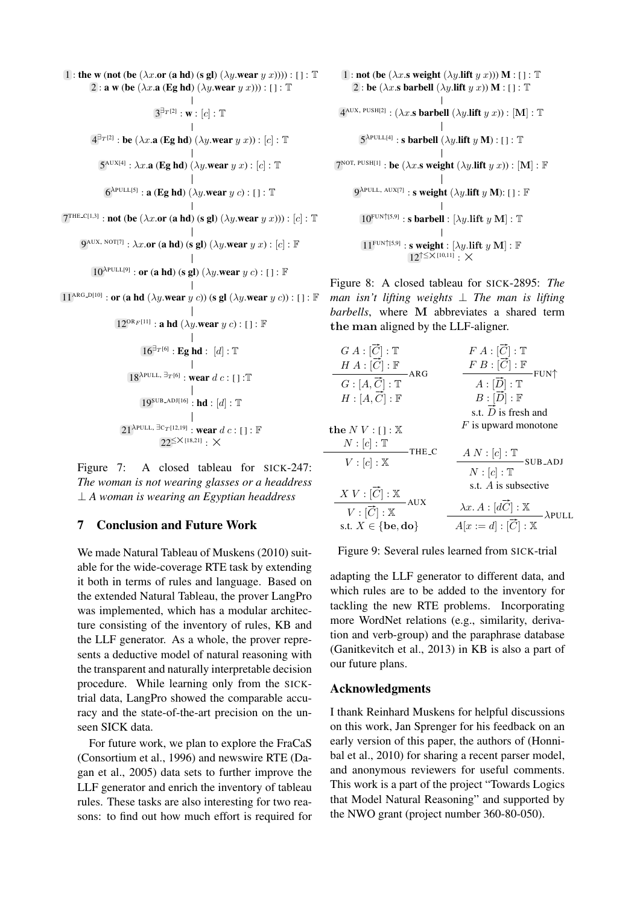$1$ : **the w** (**not** (**be** ($\lambda x$.**or** (**a hd**) (**s gl**) ($\lambda y$.**wear** $y$ $x$)))) : [ ] : $\mathbb{T}$

$2$ : **a w** (**be** ($\lambda x$.**a** (**Eg hd**) ($\lambda y$.**wear** $y$ $x$))) : [ ] : $\mathbb{T}$

$3^{\exists_T[2]}$ : **w** : $[c]$ : $\mathbb{T}$

$4^{\exists_T[2]}$ : **be** ($\lambda x$.**a** (**Eg hd**) ($\lambda y$.**wear** $y$ $x$)) : $[c]$ : $\mathbb{T}$

$5^{\text{AUX}[4]}$ : $\lambda x$.**a** (**Eg hd**) ($\lambda y$.**wear** $y$ $x$) : $[c]$ : $\mathbb{T}$

$6^{\lambda\text{PULL}[5]}$ : **a** (**Eg hd**) ($\lambda y$.**wear** $y$ $c$) : [ ] : $\mathbb{T}$

$7^{\text{THE\_C}[1,3]}$ : **not** (**be** ($\lambda x$.**or** (**a hd**) (**s gl**) ($\lambda y$.**wear** $y$ $x$))) : $[c]$ : $\mathbb{T}$

$9^{\text{AUX, NOT}[7]}$ : $\lambda x$.**or** (**a hd**) (**s gl**) ($\lambda y$.**wear** $y$ $x$) : $[c]$ : $\mathbb{F}$

$10^{\lambda\text{PULL}[9]}$ : **or** (**a hd**) (**s gl**) ($\lambda y$.**wear** $y$ $c$) : [ ] : $\mathbb{F}$

$11^{\text{ARG\_D}[10]}$ : **or** (**a hd** ($\lambda y$.**wear** $y$ $c$)) (**s gl** ($\lambda y$.**wear** $y$ $c$)) : [ ] : $\mathbb{F}$

$12^{\text{OR}_F[11]}$ : **a hd** ($\lambda y$.**wear** $y$ $c$) : [ ] : $\mathbb{F}$

$16^{\exists_T[6]}$ : **Eg hd** : $[d]$ : $\mathbb{T}$

$18^{\lambda\text{PULL}, \exists_T[6]}$ : **wear** $d$ $c$ : [ ] : $\mathbb{T}$

$19^{\text{SUB\_ADJ}[16]}$ : **hd** : $[d]$ : $\mathbb{T}$

$21^{\lambda\text{PULL}, \exists C_T[12,19]}$ : **wear** $d$ $c$ : [ ] : $\mathbb{F}$

$22^{\leq\times[18,21]}$ : $\times$

Figure 7: A closed tableau for SICK-247: *The woman is not wearing glasses or a headdress* $\perp$ *A woman is wearing an Egyptian headdress*

$1$ : **not** (**be** ($\lambda x$.**s weight** ($\lambda y$.**lift** $y$ $x$))) $\mathbf{M}$ : [ ] : $\mathbb{T}$

$2$ : **be** ($\lambda x$.**s barbell** ($\lambda y$.**lift** $y$ $x$)) $\mathbf{M}$ : [ ] : $\mathbb{T}$

$4^{\text{AUX, PUSH}[2]}$ : ($\lambda x$.**s barbell** ($\lambda y$.**lift** $y$ $x$)) : $[\mathbf{M}]$ : $\mathbb{T}$

$5^{\lambda\text{PULL}[4]}$ : **s barbell** ($\lambda y$.**lift** $y$ $\mathbf{M}$) : [ ] : $\mathbb{T}$

$7^{\text{NOT, PUSH}[1]}$ : **be** ($\lambda x$.**s weight** ($\lambda y$.**lift** $y$ $x$)) : $[\mathbf{M}]$ : $\mathbb{F}$

$9^{\lambda\text{PULL, AUX}[7]}$ : **s weight** ($\lambda y$.**lift** $y$ $\mathbf{M}$): [ ] : $\mathbb{F}$

$10^{\text{FUN}\uparrow[5,9]}$ : **s barbell** : $[\lambda y$.**lift** $y$ $\mathbf{M}]$ : $\mathbb{T}$

$11^{\text{FUN}\uparrow[5,9]}$ : **s weight** : $[\lambda y$.**lift** $y$ $\mathbf{M}]$ : $\mathbb{F}$

$12^{\uparrow\leq\times[10,11]}$ : $\times$

Figure 8: A closed tableau for SICK-2895: *The man isn't lifting weights* $\perp$ *The man is lifting barbells*, where $\mathbf{M}$ abbreviates a shared term $\mathtt{the\ man}$ aligned by the LLF-aligner.

$$\frac{G\ A : [\vec{C}] : \mathbb{T} \qquad H\ A : [\vec{C}] : \mathbb{F}}{G : [A, \vec{C}] : \mathbb{T} \qquad H : [A, \vec{C}] : \mathbb{F}}\ \text{ARG}$$

$$\frac{F\ A : [\vec{C}] : \mathbb{T} \qquad F\ B : [\vec{C}] : \mathbb{F}}{A : [\vec{D}] : \mathbb{T} \qquad B : [\vec{D}] : \mathbb{F}}\ \text{FUN}\uparrow \quad \text{s.t. } \vec{D} \text{ is fresh and } F \text{ is upward monotone}$$

$$\frac{\mathtt{the}\ N\ V : [\,] : \mathbb{X} \qquad N : [c] : \mathbb{T}}{V : [c] : \mathbb{X}}\ \text{THE\_C}$$

$$\frac{A\ N : [c] : \mathbb{T}}{N : [c] : \mathbb{T}}\ \text{SUB\_ADJ} \quad \text{s.t. } A \text{ is subsective}$$

$$\frac{X\ V : [\vec{C}] : \mathbb{X}}{V : [\vec{C}] : \mathbb{X}}\ \text{AUX} \quad \text{s.t. } X \in \{\mathbf{be}, \mathbf{do}\}$$

$$\frac{\lambda x.\ A : [d\vec{C}] : \mathbb{X}}{A[x := d] : [\vec{C}] : \mathbb{X}}\ \lambda\text{PULL}$$

Figure 9: Several rules learned from SICK-trial

## 7 Conclusion and Future Work

We made Natural Tableau of Muskens (2010) suitable for the wide-coverage RTE task by extending it both in terms of rules and language. Based on the extended Natural Tableau, the prover LangPro was implemented, which has a modular architecture consisting of the inventory of rules, KB and the LLF generator. As a whole, the prover represents a deductive model of natural reasoning with the transparent and naturally interpretable decision procedure. While learning only from the SICK-trial data, LangPro showed the comparable accuracy and the state-of-the-art precision on the unseen SICK data.

For future work, we plan to explore the FraCaS (Consortium et al., 1996) and newswire RTE (Dagan et al., 2005) data sets to further improve the LLF generator and enrich the inventory of tableau rules. These tasks are also interesting for two reasons: to find out how much effort is required for adapting the LLF generator to different data, and which rules are to be added to the inventory for tackling the new RTE problems. Incorporating more WordNet relations (e.g., similarity, derivation and verb-group) and the paraphrase database (Ganitkevitch et al., 2013) in KB is also a part of our future plans.

## Acknowledgments

I thank Reinhard Muskens for helpful discussions on this work, Jan Sprenger for his feedback on an early version of this paper, the authors of (Honnibal et al., 2010) for sharing a recent parser model, and anonymous reviewers for useful comments. This work is a part of the project "Towards Logics that Model Natural Reasoning" and supported by the NWO grant (project number 360-80-050).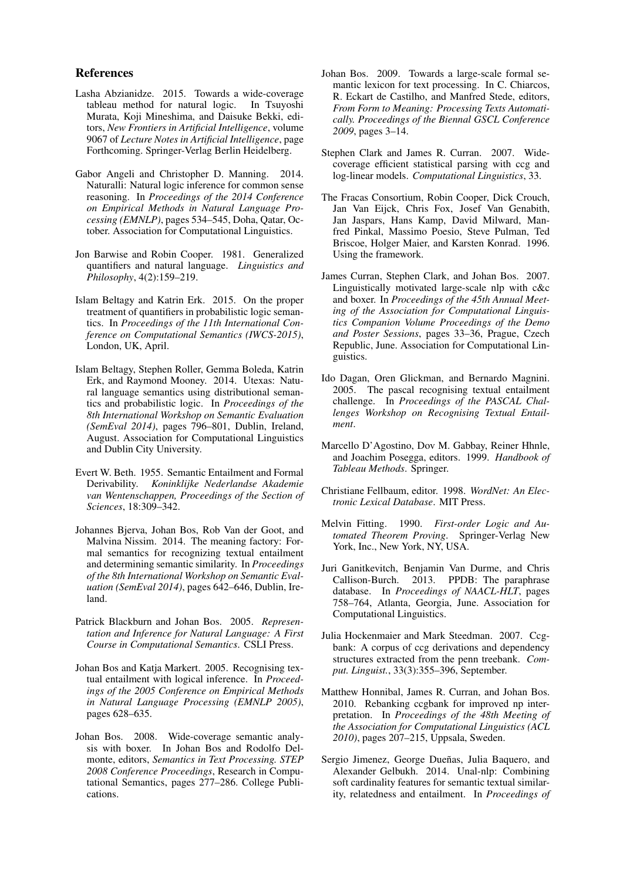## References

Lasha Abzianidze. 2015. Towards a wide-coverage tableau method for natural logic. In Tsuyoshi Murata, Koji Mineshima, and Daisuke Bekki, editors, *New Frontiers in Artificial Intelligence*, volume 9067 of *Lecture Notes in Artificial Intelligence*, page Forthcoming. Springer-Verlag Berlin Heidelberg.

Gabor Angeli and Christopher D. Manning. 2014. Naturalli: Natural logic inference for common sense reasoning. In *Proceedings of the 2014 Conference on Empirical Methods in Natural Language Processing (EMNLP)*, pages 534–545, Doha, Qatar, October. Association for Computational Linguistics.

Jon Barwise and Robin Cooper. 1981. Generalized quantifiers and natural language. *Linguistics and Philosophy*, 4(2):159–219.

Islam Beltagy and Katrin Erk. 2015. On the proper treatment of quantifiers in probabilistic logic semantics. In *Proceedings of the 11th International Conference on Computational Semantics (IWCS-2015)*, London, UK, April.

Islam Beltagy, Stephen Roller, Gemma Boleda, Katrin Erk, and Raymond Mooney. 2014. Utexas: Natural language semantics using distributional semantics and probabilistic logic. In *Proceedings of the 8th International Workshop on Semantic Evaluation (SemEval 2014)*, pages 796–801, Dublin, Ireland, August. Association for Computational Linguistics and Dublin City University.

Evert W. Beth. 1955. Semantic Entailment and Formal Derivability. *Koninklijke Nederlandse Akademie van Wentenschappen, Proceedings of the Section of Sciences*, 18:309–342.

Johannes Bjerva, Johan Bos, Rob Van der Goot, and Malvina Nissim. 2014. The meaning factory: Formal semantics for recognizing textual entailment and determining semantic similarity. In *Proceedings of the 8th International Workshop on Semantic Evaluation (SemEval 2014)*, pages 642–646, Dublin, Ireland.

Patrick Blackburn and Johan Bos. 2005. *Representation and Inference for Natural Language: A First Course in Computational Semantics*. CSLI Press.

Johan Bos and Katja Markert. 2005. Recognising textual entailment with logical inference. In *Proceedings of the 2005 Conference on Empirical Methods in Natural Language Processing (EMNLP 2005)*, pages 628–635.

Johan Bos. 2008. Wide-coverage semantic analysis with boxer. In Johan Bos and Rodolfo Delmonte, editors, *Semantics in Text Processing. STEP 2008 Conference Proceedings*, Research in Computational Semantics, pages 277–286. College Publications.

Johan Bos. 2009. Towards a large-scale formal semantic lexicon for text processing. In C. Chiarcos, R. Eckart de Castilho, and Manfred Stede, editors, *From Form to Meaning: Processing Texts Automatically. Proceedings of the Biennal GSCL Conference 2009*, pages 3–14.

Stephen Clark and James R. Curran. 2007. Wide-coverage efficient statistical parsing with ccg and log-linear models. *Computational Linguistics*, 33.

The Fracas Consortium, Robin Cooper, Dick Crouch, Jan Van Eijck, Chris Fox, Josef Van Genabith, Jan Jaspars, Hans Kamp, David Milward, Manfred Pinkal, Massimo Poesio, Steve Pulman, Ted Briscoe, Holger Maier, and Karsten Konrad. 1996. Using the framework.

James Curran, Stephen Clark, and Johan Bos. 2007. Linguistically motivated large-scale nlp with c&c and boxer. In *Proceedings of the 45th Annual Meeting of the Association for Computational Linguistics Companion Volume Proceedings of the Demo and Poster Sessions*, pages 33–36, Prague, Czech Republic, June. Association for Computational Linguistics.

Ido Dagan, Oren Glickman, and Bernardo Magnini. 2005. The pascal recognising textual entailment challenge. In *Proceedings of the PASCAL Challenges Workshop on Recognising Textual Entailment*.

Marcello D'Agostino, Dov M. Gabbay, Reiner Hhnle, and Joachim Posegga, editors. 1999. *Handbook of Tableau Methods*. Springer.

Christiane Fellbaum, editor. 1998. *WordNet: An Electronic Lexical Database*. MIT Press.

Melvin Fitting. 1990. *First-order Logic and Automated Theorem Proving*. Springer-Verlag New York, Inc., New York, NY, USA.

Juri Ganitkevitch, Benjamin Van Durme, and Chris Callison-Burch. 2013. PPDB: The paraphrase database. In *Proceedings of NAACL-HLT*, pages 758–764, Atlanta, Georgia, June. Association for Computational Linguistics.

Julia Hockenmaier and Mark Steedman. 2007. Ccgbank: A corpus of ccg derivations and dependency structures extracted from the penn treebank. *Comput. Linguist.*, 33(3):355–396, September.

Matthew Honnibal, James R. Curran, and Johan Bos. 2010. Rebanking ccgbank for improved np interpretation. In *Proceedings of the 48th Meeting of the Association for Computational Linguistics (ACL 2010)*, pages 207–215, Uppsala, Sweden.

Sergio Jimenez, George Dueñas, Julia Baquero, and Alexander Gelbukh. 2014. Unal-nlp: Combining soft cardinality features for semantic textual similarity, relatedness and entailment. In *Proceedings of*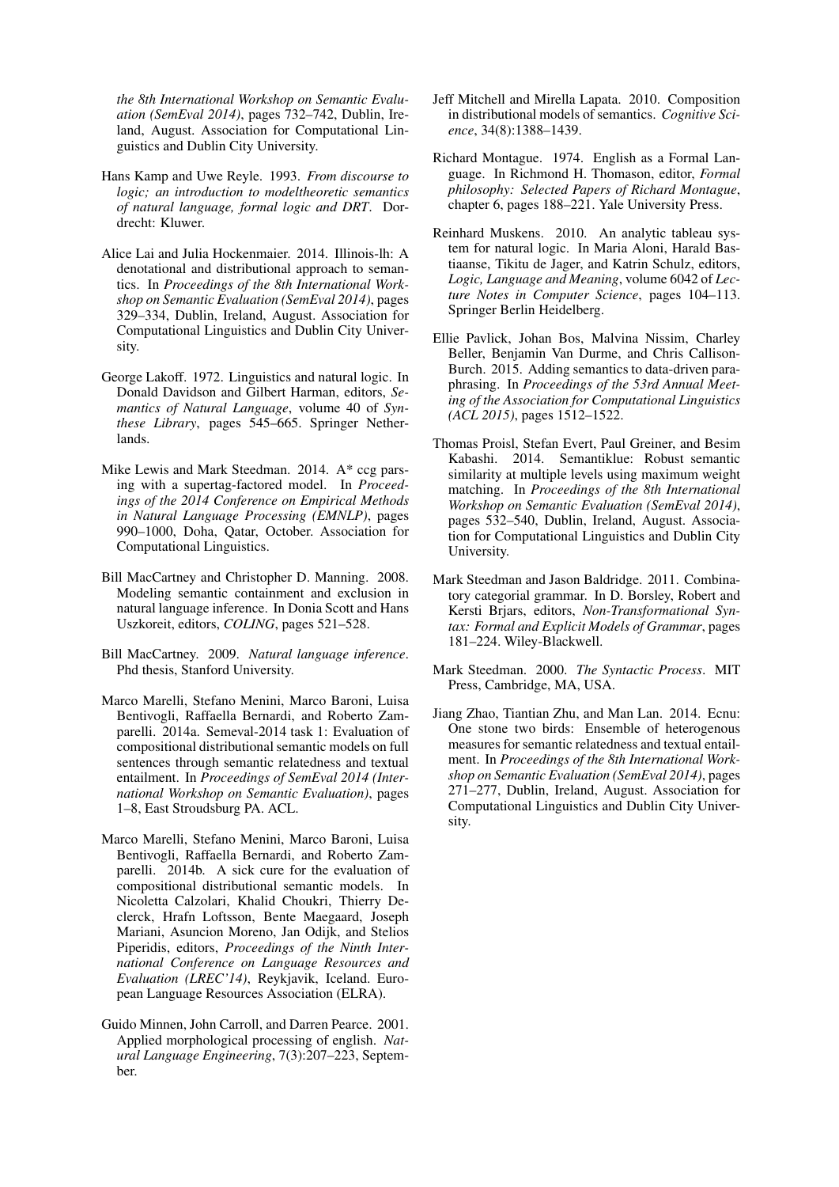*the 8th International Workshop on Semantic Evaluation (SemEval 2014)*, pages 732–742, Dublin, Ireland, August. Association for Computational Linguistics and Dublin City University.

Hans Kamp and Uwe Reyle. 1993. *From discourse to logic; an introduction to modeltheoretic semantics of natural language, formal logic and DRT*. Dordrecht: Kluwer.

Alice Lai and Julia Hockenmaier. 2014. Illinois-lh: A denotational and distributional approach to semantics. In *Proceedings of the 8th International Workshop on Semantic Evaluation (SemEval 2014)*, pages 329–334, Dublin, Ireland, August. Association for Computational Linguistics and Dublin City University.

George Lakoff. 1972. Linguistics and natural logic. In Donald Davidson and Gilbert Harman, editors, *Semantics of Natural Language*, volume 40 of *Synthese Library*, pages 545–665. Springer Netherlands.

Mike Lewis and Mark Steedman. 2014. A* ccg parsing with a supertag-factored model. In *Proceedings of the 2014 Conference on Empirical Methods in Natural Language Processing (EMNLP)*, pages 990–1000, Doha, Qatar, October. Association for Computational Linguistics.

Bill MacCartney and Christopher D. Manning. 2008. Modeling semantic containment and exclusion in natural language inference. In Donia Scott and Hans Uszkoreit, editors, *COLING*, pages 521–528.

Bill MacCartney. 2009. *Natural language inference*. Phd thesis, Stanford University.

Marco Marelli, Stefano Menini, Marco Baroni, Luisa Bentivogli, Raffaella Bernardi, and Roberto Zamparelli. 2014a. Semeval-2014 task 1: Evaluation of compositional distributional semantic models on full sentences through semantic relatedness and textual entailment. In *Proceedings of SemEval 2014 (International Workshop on Semantic Evaluation)*, pages 1–8, East Stroudsburg PA. ACL.

Marco Marelli, Stefano Menini, Marco Baroni, Luisa Bentivogli, Raffaella Bernardi, and Roberto Zamparelli. 2014b. A sick cure for the evaluation of compositional distributional semantic models. In Nicoletta Calzolari, Khalid Choukri, Thierry Declerck, Hrafn Loftsson, Bente Maegaard, Joseph Mariani, Asuncion Moreno, Jan Odijk, and Stelios Piperidis, editors, *Proceedings of the Ninth International Conference on Language Resources and Evaluation (LREC'14)*, Reykjavik, Iceland. European Language Resources Association (ELRA).

Guido Minnen, John Carroll, and Darren Pearce. 2001. Applied morphological processing of english. *Natural Language Engineering*, 7(3):207–223, September.

Jeff Mitchell and Mirella Lapata. 2010. Composition in distributional models of semantics. *Cognitive Science*, 34(8):1388–1439.

Richard Montague. 1974. English as a Formal Language. In Richmond H. Thomason, editor, *Formal philosophy: Selected Papers of Richard Montague*, chapter 6, pages 188–221. Yale University Press.

Reinhard Muskens. 2010. An analytic tableau system for natural logic. In Maria Aloni, Harald Bastiaanse, Tikitu de Jager, and Katrin Schulz, editors, *Logic, Language and Meaning*, volume 6042 of *Lecture Notes in Computer Science*, pages 104–113. Springer Berlin Heidelberg.

Ellie Pavlick, Johan Bos, Malvina Nissim, Charley Beller, Benjamin Van Durme, and Chris Callison-Burch. 2015. Adding semantics to data-driven paraphrasing. In *Proceedings of the 53rd Annual Meeting of the Association for Computational Linguistics (ACL 2015)*, pages 1512–1522.

Thomas Proisl, Stefan Evert, Paul Greiner, and Besim Kabashi. 2014. Semantiklue: Robust semantic similarity at multiple levels using maximum weight matching. In *Proceedings of the 8th International Workshop on Semantic Evaluation (SemEval 2014)*, pages 532–540, Dublin, Ireland, August. Association for Computational Linguistics and Dublin City University.

Mark Steedman and Jason Baldridge. 2011. Combinatory categorial grammar. In D. Borsley, Robert and Kersti Brjars, editors, *Non-Transformational Syntax: Formal and Explicit Models of Grammar*, pages 181–224. Wiley-Blackwell.

Mark Steedman. 2000. *The Syntactic Process*. MIT Press, Cambridge, MA, USA.

Jiang Zhao, Tiantian Zhu, and Man Lan. 2014. Ecnu: One stone two birds: Ensemble of heterogenous measures for semantic relatedness and textual entailment. In *Proceedings of the 8th International Workshop on Semantic Evaluation (SemEval 2014)*, pages 271–277, Dublin, Ireland, August. Association for Computational Linguistics and Dublin City University.